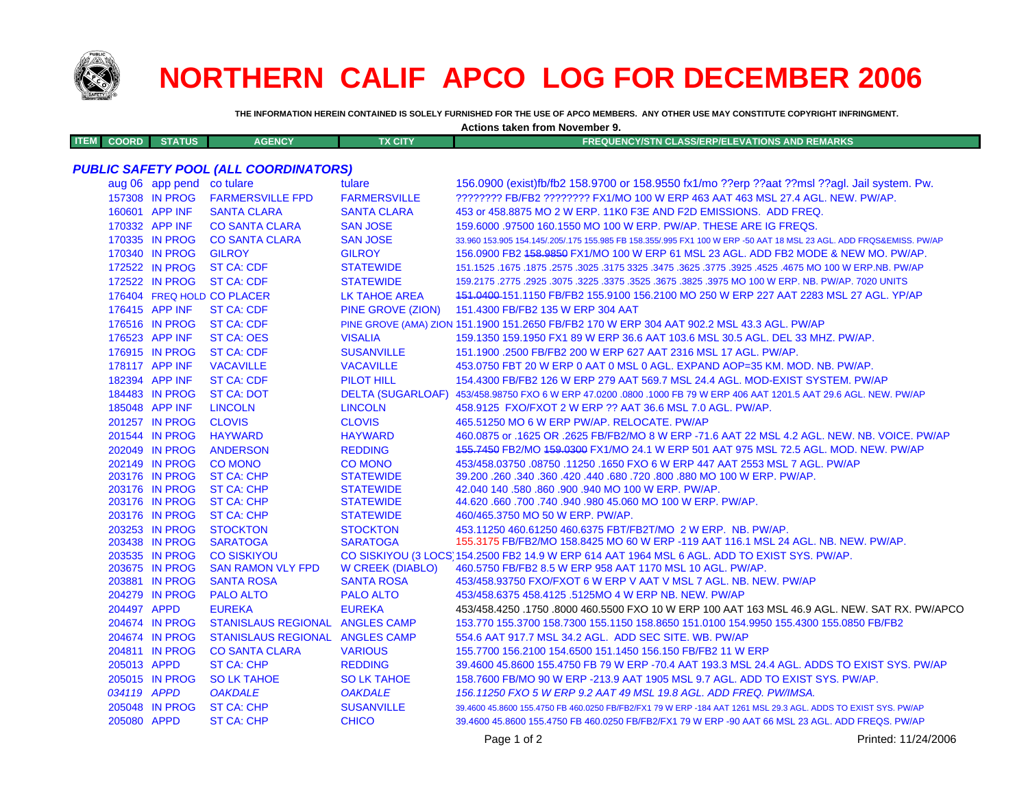# NORTHERN CALIF APCO LOG FOR DECEMBER 2006

**THE INFORMATION HEREIN CONTAINED IS SOLELY FURNISHED FOR THE USE OF APCO MEMBERS. ANY OTHER USE MAY CONSTITUTE COPYRIGHT INFRINGMENT.**

**Actions taken from November 9.**

***PUBLIC SAFETY POOL (ALL COORDINATORS)***

| ITEM | COORD | STATUS | AGENCY | TX CITY | FREQUENCY/STN CLASS/ERP/ELEVATIONS AND REMARKS |
|---|---|---|---|---|---|
| | aug 06 | app pend | co tulare | tulare | 156.0900 (exist)fb/fb2 158.9700 or 158.9550 fx1/mo ??erp ??aat ??msl ??agl. Jail system. Pw. |
| | 157308 | IN PROG | FARMERSVILLE FPD | FARMERSVILLE | ???????? FB/FB2 ???????? FX1/MO 100 W ERP 463 AAT 463 MSL 27.4 AGL. NEW. PW/AP. |
| | 160601 | APP INF | SANTA CLARA | SANTA CLARA | 453 or 458.8875 MO 2 W ERP. 11K0 F3E AND F2D EMISSIONS. ADD FREQ. |
| | 170332 | APP INF | CO SANTA CLARA | SAN JOSE | 159.6000 .97500 160.1550 MO 100 W ERP. PW/AP. THESE ARE IG FREQS. |
| | 170335 | IN PROG | CO SANTA CLARA | SAN JOSE | 33.960 153.905 154.145/.205/.175 155.985 FB 158.355/.995 FX1 100 W ERP -50 AAT 18 MSL 23 AGL. ADD FRQS&EMISS. PW/AP |
| | 170340 | IN PROG | GILROY | GILROY | 156.0900 FB2 ~~158.9850~~ FX1/MO 100 W ERP 61 MSL 23 AGL. ADD FB2 MODE & NEW MO. PW/AP. |
| | 172522 | IN PROG | ST CA: CDF | STATEWIDE | 151.1525 .1675 .1875 .2575 .3025 .3175 3325 .3475 .3625 .3775 .3925 .4525 .4675 MO 100 W ERP.NB. PW/AP |
| | 172522 | IN PROG | ST CA: CDF | STATEWIDE | 159.2175 .2775 .2925 .3075 .3225 .3375 .3525 .3675 .3825 .3975 MO 100 W ERP. NB. PW/AP. 7020 UNITS |
| | 176404 | FREQ HOLD | CO PLACER | LK TAHOE AREA | ~~151.0400~~ 151.1150 FB/FB2 155.9100 156.2100 MO 250 W ERP 227 AAT 2283 MSL 27 AGL. YP/AP |
| | 176415 | APP INF | ST CA: CDF | PINE GROVE (ZION) | 151.4300 FB/FB2 135 W ERP 304 AAT |
| | 176516 | IN PROG | ST CA: CDF | PINE GROVE (AMA) ZION | 151.1900 151.2650 FB/FB2 170 W ERP 304 AAT 902.2 MSL 43.3 AGL. PW/AP |
| | 176523 | APP INF | ST CA: OES | VISALIA | 159.1350 159.1950 FX1 89 W ERP 36.6 AAT 103.6 MSL 30.5 AGL. DEL 33 MHZ. PW/AP. |
| | 176915 | IN PROG | ST CA: CDF | SUSANVILLE | 151.1900 .2500 FB/FB2 200 W ERP 627 AAT 2316 MSL 17 AGL. PW/AP. |
| | 178117 | APP INF | VACAVILLE | VACAVILLE | 453.0750 FBT 20 W ERP 0 AAT 0 MSL 0 AGL. EXPAND AOP=35 KM. MOD. NB. PW/AP. |
| | 182394 | APP INF | ST CA: CDF | PILOT HILL | 154.4300 FB/FB2 126 W ERP 279 AAT 569.7 MSL 24.4 AGL. MOD-EXIST SYSTEM. PW/AP |
| | 184483 | IN PROG | ST CA: DOT | DELTA (SUGARLOAF) | 453/458.98750 FXO 6 W ERP 47.0200 .0800 .1000 FB 79 W ERP 406 AAT 1201.5 AAT 29.6 AGL. NEW. PW/AP |
| | 185048 | APP INF | LINCOLN | LINCOLN | 458.9125 FXO/FXOT 2 W ERP ?? AAT 36.6 MSL 7.0 AGL. PW/AP. |
| | 201257 | IN PROG | CLOVIS | CLOVIS | 465.51250 MO 6 W ERP PW/AP. RELOCATE. PW/AP |
| | 201544 | IN PROG | HAYWARD | HAYWARD | 460.0875 or .1625 OR .2625 FB/FB2/MO 8 W ERP -71.6 AAT 22 MSL 4.2 AGL. NEW. NB. VOICE. PW/AP |
| | 202049 | IN PROG | ANDERSON | REDDING | ~~155.7450~~ FB2/MO ~~159.0300~~ FX1/MO 24.1 W ERP 501 AAT 975 MSL 72.5 AGL. MOD. NEW. PW/AP |
| | 202149 | IN PROG | CO MONO | CO MONO | 453/458.03750 .08750 .11250 .1650 FXO 6 W ERP 447 AAT 2553 MSL 7 AGL. PW/AP |
| | 203176 | IN PROG | ST CA: CHP | STATEWIDE | 39.200 .260 .340 .360 .420 .440 .680 .720 .800 .880 MO 100 W ERP. PW/AP. |
| | 203176 | IN PROG | ST CA: CHP | STATEWIDE | 42.040 140 .580 .860 .900 .940 MO 100 W ERP. PW/AP. |
| | 203176 | IN PROG | ST CA: CHP | STATEWIDE | 44.620 .660 .700 .740 .940 .980 45.060 MO 100 W ERP. PW/AP. |
| | 203176 | IN PROG | ST CA: CHP | STATEWIDE | 460/465.3750 MO 50 W ERP. PW/AP. |
| | 203253 | IN PROG | STOCKTON | STOCKTON | 453.11250 460.61250 460.6375 FBT/FB2T/MO 2 W ERP. NB. PW/AP. |
| | 203438 | IN PROG | SARATOGA | SARATOGA | 155.3175 FB/FB2/MO 158.8425 MO 60 W ERP -119 AAT 116.1 MSL 24 AGL. NB. NEW. PW/AP. |
| | 203535 | IN PROG | CO SISKIYOU | CO SISKIYOU (3 LOCS) | 154.2500 FB2 14.9 W ERP 614 AAT 1964 MSL 6 AGL. ADD TO EXIST SYS. PW/AP. |
| | 203675 | IN PROG | SAN RAMON VLY FPD | W CREEK (DIABLO) | 460.5750 FB/FB2 8.5 W ERP 958 AAT 1170 MSL 10 AGL. PW/AP. |
| | 203881 | IN PROG | SANTA ROSA | SANTA ROSA | 453/458.93750 FXO/FXOT 6 W ERP V AAT V MSL 7 AGL. NB. NEW. PW/AP |
| | 204279 | IN PROG | PALO ALTO | PALO ALTO | 453/458.6375 458.4125 .5125MO 4 W ERP NB. NEW. PW/AP |
| | 204497 | APPD | EUREKA | EUREKA | 453/458.4250 .1750 .8000 460.5500 FXO 10 W ERP 100 AAT 163 MSL 46.9 AGL. NEW. SAT RX. PW/APCO |
| | 204674 | IN PROG | STANISLAUS REGIONAL | ANGLES CAMP | 153.770 155.3700 158.7300 155.1150 158.8650 151.0100 154.9950 155.4300 155.0850 FB/FB2 |
| | 204674 | IN PROG | STANISLAUS REGIONAL | ANGLES CAMP | 554.6 AAT 917.7 MSL 34.2 AGL. ADD SEC SITE. WB. PW/AP |
| | 204811 | IN PROG | CO SANTA CLARA | VARIOUS | 155.7700 156.2100 154.6500 151.1450 156.150 FB/FB2 11 W ERP |
| | 205013 | APPD | ST CA: CHP | REDDING | 39.4600 45.8600 155.4750 FB 79 W ERP -70.4 AAT 193.3 MSL 24.4 AGL. ADDS TO EXIST SYS. PW/AP |
| | 205015 | IN PROG | SO LK TAHOE | SO LK TAHOE | 158.7600 FB/MO 90 W ERP -213.9 AAT 1905 MSL 9.7 AGL. ADD TO EXIST SYS. PW/AP. |
| | *034119* | *APPD* | *OAKDALE* | *OAKDALE* | *156.11250 FXO 5 W ERP 9.2 AAT 49 MSL 19.8 AGL. ADD FREQ. PW/IMSA.* |
| | 205048 | IN PROG | ST CA: CHP | SUSANVILLE | 39.4600 45.8600 155.4750 FB 460.0250 FB/FB2/FX1 79 W ERP -184 AAT 1261 MSL 29.3 AGL. ADDS TO EXIST SYS. PW/AP |
| | 205080 | APPD | ST CA: CHP | CHICO | 39.4600 45.8600 155.4750 FB 460.0250 FB/FB2/FX1 79 W ERP -90 AAT 66 MSL 23 AGL. ADD FREQS. PW/AP |

Printed: 11/24/2006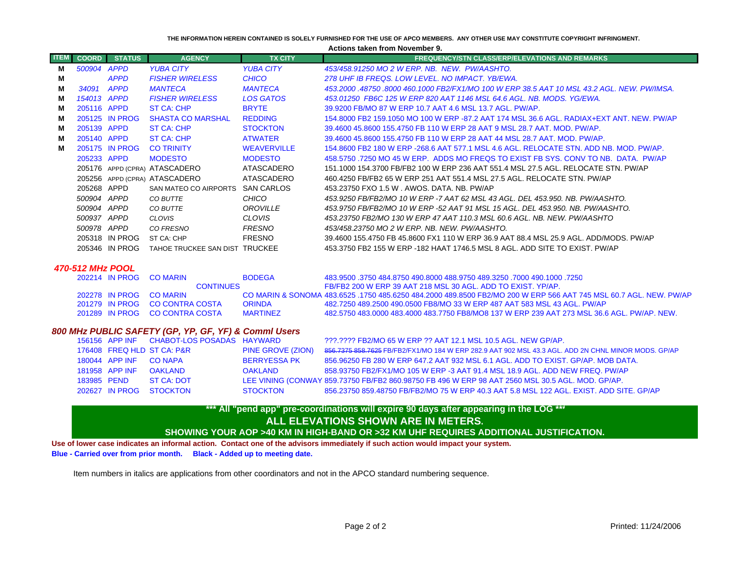THE INFORMATION HEREIN CONTAINED IS SOLELY FURNISHED FOR THE USE OF APCO MEMBERS. ANY OTHER USE MAY CONSTITUTE COPYRIGHT INFRINGMENT.

**Actions taken from November 9.**

| ITEM | COORD | STATUS | AGENCY | TX CITY | FREQUENCY/STN CLASS/ERP/ELEVATIONS AND REMARKS |
|---|---|---|---|---|---|
| M | *500904* | *APPD* | *YUBA CITY* | *YUBA CITY* | *453/458.91250 MO 2 W ERP. NB. NEW. PW/AASHTO.* |
| M | | *APPD* | *FISHER WIRELESS* | *CHICO* | *278 UHF IB FREQS. LOW LEVEL. NO IMPACT. YB/EWA.* |
| M | *34091* | *APPD* | *MANTECA* | *MANTECA* | *453.2000 .48750 .8000 460.1000 FB2/FX1/MO 100 W ERP 38.5 AAT 10 MSL 43.2 AGL. NEW. PW/IMSA.* |
| M | *154013* | *APPD* | *FISHER WIRELESS* | *LOS GATOS* | *453.01250 FB6C 125 W ERP 820 AAT 1146 MSL 64.6 AGL. NB. MODS. YG/EWA.* |
| M | 205116 | APPD | ST CA: CHP | BRYTE | 39.9200 FB/MO 87 W ERP 10.7 AAT 4.6 MSL 13.7 AGL. PW/AP. |
| M | 205125 | IN PROG | SHASTA CO MARSHAL | REDDING | 154.8000 FB2 159.1050 MO 100 W ERP -87.2 AAT 174 MSL 36.6 AGL. RADIAX+EXT ANT. NEW. PW/AP |
| M | 205139 | APPD | ST CA: CHP | STOCKTON | 39.4600 45.8600 155.4750 FB 110 W ERP 28 AAT 9 MSL 28.7 AAT. MOD. PW/AP. |
| M | 205140 | APPD | ST CA: CHP | ATWATER | 39.4600 45.8600 155.4750 FB 110 W ERP 28 AAT 44 MSL 28.7 AAT. MOD. PW/AP. |
| M | 205175 | IN PROG | CO TRINITY | WEAVERVILLE | 154.8600 FB2 180 W ERP -268.6 AAT 577.1 MSL 4.6 AGL. RELOCATE STN. ADD NB. MOD. PW/AP. |
| | 205233 | APPD | MODESTO | MODESTO | 458.5750 .7250 MO 45 W ERP. ADDS MO FREQS TO EXIST FB SYS. CONV TO NB. DATA. PW/AP |
| | 205176 | APPD (CPRA) | ATASCADERO | ATASCADERO | 151.1000 154.3700 FB/FB2 100 W ERP 236 AAT 551.4 MSL 27.5 AGL. RELOCATE STN. PW/AP |
| | 205256 | APPD (CPRA) | ATASCADERO | ATASCADERO | 460.4250 FB/FB2 65 W ERP 251 AAT 551.4 MSL 27.5 AGL. RELOCATE STN. PW/AP |
| | 205268 | APPD | SAN MATEO CO AIRPORTS | SAN CARLOS | 453.23750 FXO 1.5 W . AWOS. DATA. NB. PW/AP |
| | *500904* | *APPD* | *CO BUTTE* | *CHICO* | *453.9250 FB/FB2/MO 10 W ERP -7 AAT 62 MSL 43 AGL. DEL 453.950. NB. PW/AASHTO.* |
| | *500904* | *APPD* | *CO BUTTE* | *OROVILLE* | *453.9750 FB/FB2/MO 10 W ERP -52 AAT 91 MSL 15 AGL. DEL 453.950. NB. PW/AASHTO.* |
| | *500937* | *APPD* | *CLOVIS* | *CLOVIS* | *453.23750 FB2/MO 130 W ERP 47 AAT 110.3 MSL 60.6 AGL. NB. NEW. PW/AASHTO* |
| | *500978* | *APPD* | *CO FRESNO* | *FRESNO* | *453/458.23750 MO 2 W ERP. NB. NEW. PW/AASHTO.* |
| | 205318 | IN PROG | ST CA: CHP | FRESNO | 39.4600 155.4750 FB 45.8600 FX1 110 W ERP 36.9 AAT 88.4 MSL 25.9 AGL. ADD/MODS. PW/AP |
| | 205346 | IN PROG | TAHOE TRUCKEE SAN DIST | TRUCKEE | 453.3750 FB2 155 W ERP -182 HAAT 1746.5 MSL 8 AGL. ADD SITE TO EXIST. PW/AP |

### *470-512 MHz POOL*

| | COORD | STATUS | AGENCY | TX CITY | FREQUENCY/STN CLASS/ERP/ELEVATIONS AND REMARKS |
|---|---|---|---|---|---|
| | 202214 | IN PROG | CO MARIN | BODEGA | 483.9500 .3750 484.8750 490.8000 488.9750 489.3250 .7000 490.1000 .7250 |
| | | | CONTINUES | | FB/FB2 200 W ERP 39 AAT 218 MSL 30 AGL. ADD TO EXIST. YP/AP. |
| | 202278 | IN PROG | CO MARIN | CO MARIN & SONOMA | 483.6525 .1750 485.6250 484.2000 489.8500 FB2/MO 200 W ERP 566 AAT 745 MSL 60.7 AGL. NEW. PW/AP |
| | 201279 | IN PROG | CO CONTRA COSTA | ORINDA | 482.7250 489.2500 490.0500 FB8/MO 33 W ERP 487 AAT 583 MSL 43 AGL. PW/AP |
| | 201289 | IN PROG | CO CONTRA COSTA | MARTINEZ | 482.5750 483.0000 483.4000 483.7750 FB8/MO8 137 W ERP 239 AAT 273 MSL 36.6 AGL. PW/AP. NEW. |

### *800 MHz PUBLIC SAFETY (GP, YP, GF, YF) & Comml Users*

| | COORD | STATUS | AGENCY | TX CITY | FREQUENCY/STN CLASS/ERP/ELEVATIONS AND REMARKS |
|---|---|---|---|---|---|
| | 156156 | APP INF | CHABOT-LOS POSADAS | HAYWARD | ???.???? FB2/MO 65 W ERP ?? AAT 12.1 MSL 10.5 AGL. NEW GP/AP. |
| | 176408 | FREQ HLD | ST CA: P&R | PINE GROVE (ZION) | ~~856.7375 858.7625~~ FB/FB2/FX1/MO 184 W ERP 282.9 AAT 902 MSL 43.3 AGL. ADD 2N CHNL MINOR MODS. GP/AP |
| | 180044 | APP INF | CO NAPA | BERRYESSA PK | 856.96250 FB 280 W ERP 647.2 AAT 932 MSL 6.1 AGL. ADD TO EXIST. GP/AP. MOB DATA. |
| | 181958 | APP INF | OAKLAND | OAKLAND | 858.93750 FB2/FX1/MO 105 W ERP -3 AAT 91.4 MSL 18.9 AGL. ADD NEW FREQ. PW/AP |
| | 183985 | PEND | ST CA: DOT | LEE VINING (CONWAY | 859.73750 FB/FB2 860.98750 FB 496 W ERP 98 AAT 2560 MSL 30.5 AGL. MOD. GP/AP. |
| | 202627 | IN PROG | STOCKTON | STOCKTON | 856.23750 859.48750 FB/FB2/MO 75 W ERP 40.3 AAT 5.8 MSL 122 AGL. EXIST. ADD SITE. GP/AP |

**\*\*\* All "pend app" pre-coordinations will expire 90 days after appearing in the LOG \*\*\***

**ALL ELEVATIONS SHOWN ARE IN METERS.**

**SHOWING YOUR AOP >40 KM IN HIGH-BAND OR >32 KM UHF REQUIRES ADDITIONAL JUSTIFICATION.**

**Use of lower case indicates an informal action. Contact one of the advisors immediately if such action would impact your system.**

**Blue - Carried over from prior month. Black - Added up to meeting date.**

Item numbers in italics are applications from other coordinators and not in the APCO standard numbering sequence.

Printed: 11/24/2006